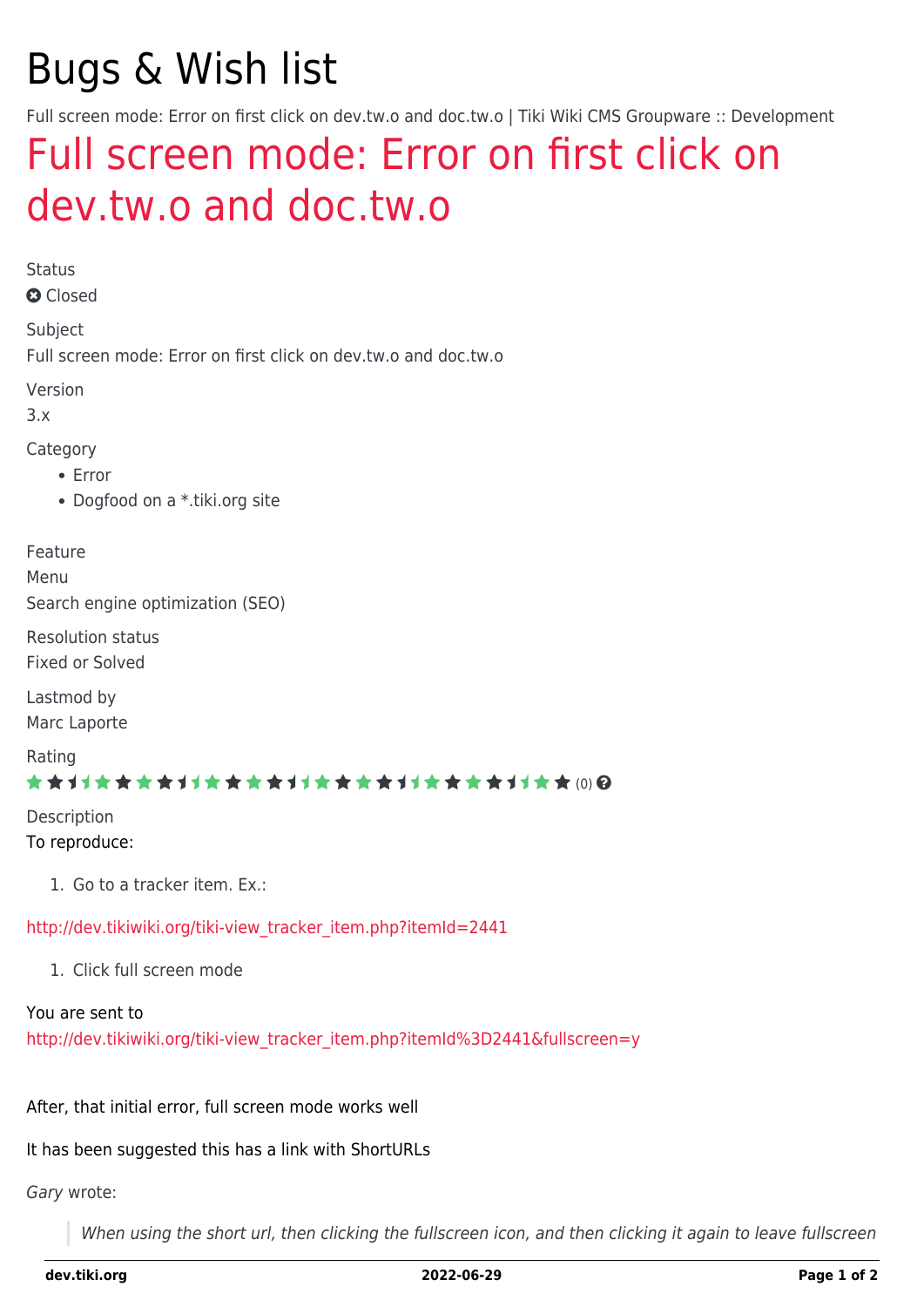# Bugs & Wish list

Full screen mode: Error on first click on dev.tw.o and doc.tw.o | Tiki Wiki CMS Groupware :: Development

## Full screen mode: Error on first click on dev.tw.o and doc.tw.o

Status

Closed

Subject

Full screen mode: Error on first click on dev.tw.o and doc.tw.o

Version

3.x

Category

- Error
- Dogfood on a *.tiki.org site

Feature

Menu

Search engine optimization (SEO)

Resolution status

Fixed or Solved

Lastmod by

Marc Laporte

Rating

(0)

Description

To reproduce:

1. Go to a tracker item. Ex.:

http://dev.tikiwiki.org/tiki-view_tracker_item.php?itemId=2441

1. Click full screen mode

You are sent to
http://dev.tikiwiki.org/tiki-view_tracker_item.php?itemId%3D2441&fullscreen=y

After, that initial error, full screen mode works well

It has been suggested this has a link with ShortURLs

*Gary* wrote:

> *When using the short url, then clicking the fullscreen icon, and then clicking it again to leave fullscreen*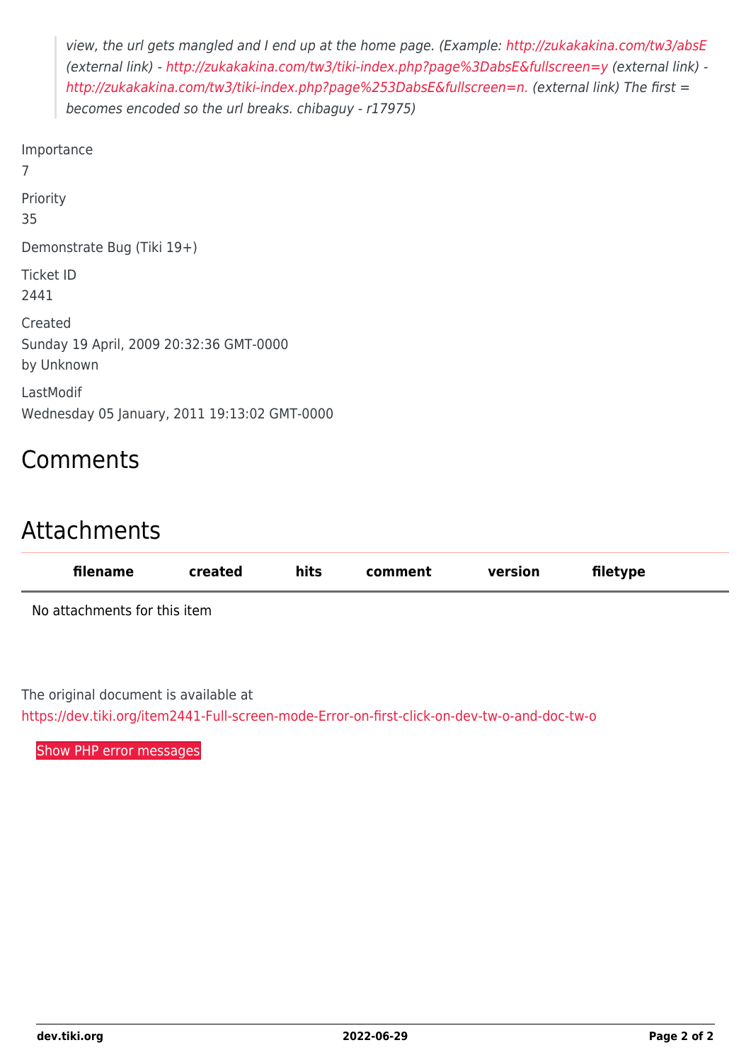> *view, the url gets mangled and I end up at the home page. (Example: http://zukakakina.com/tw3/absE (external link) - http://zukakakina.com/tw3/tiki-index.php?page%3DabsE&fullscreen=y (external link) - http://zukakakina.com/tw3/tiki-index.php?page%253DabsE&fullscreen=n. (external link) The first = becomes encoded so the url breaks. chibaguy - r17975)*

Importance
7

Priority
35

Demonstrate Bug (Tiki 19+)

Ticket ID
2441

Created
Sunday 19 April, 2009 20:32:36 GMT-0000
by Unknown

LastModif
Wednesday 05 January, 2011 19:13:02 GMT-0000

# Comments

# Attachments

| filename | created | hits | comment | version | filetype |
|---|---|---|---|---|---|
| No attachments for this item | | | | | |

The original document is available at
https://dev.tiki.org/item2441-Full-screen-mode-Error-on-first-click-on-dev-tw-o-and-doc-tw-o

Show PHP error messages